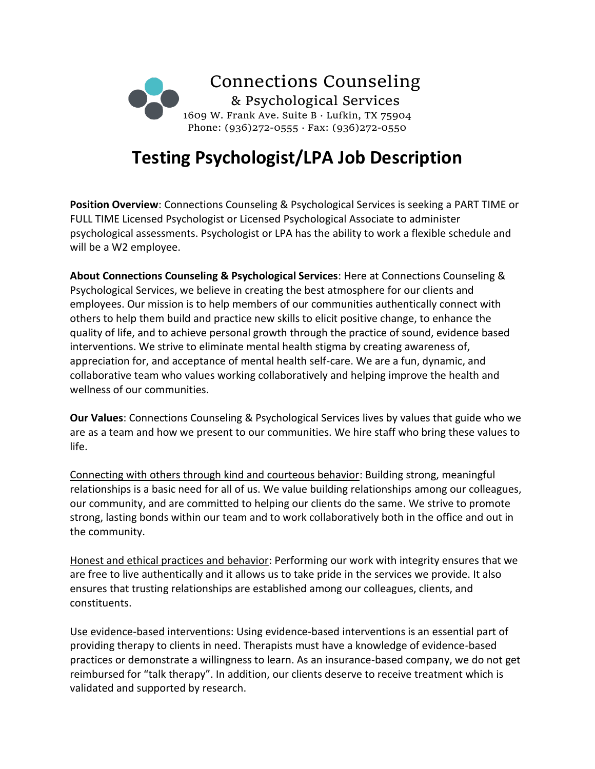Connections Counseling
& Psychological Services
1609 W. Frank Ave. Suite B · Lufkin, TX 75904
Phone: (936)272-0555 · Fax: (936)272-0550

# Testing Psychologist/LPA Job Description

**Position Overview**: Connections Counseling & Psychological Services is seeking a PART TIME or FULL TIME Licensed Psychologist or Licensed Psychological Associate to administer psychological assessments. Psychologist or LPA has the ability to work a flexible schedule and will be a W2 employee.

**About Connections Counseling & Psychological Services**: Here at Connections Counseling & Psychological Services, we believe in creating the best atmosphere for our clients and employees. Our mission is to help members of our communities authentically connect with others to help them build and practice new skills to elicit positive change, to enhance the quality of life, and to achieve personal growth through the practice of sound, evidence based interventions. We strive to eliminate mental health stigma by creating awareness of, appreciation for, and acceptance of mental health self-care. We are a fun, dynamic, and collaborative team who values working collaboratively and helping improve the health and wellness of our communities.

**Our Values**: Connections Counseling & Psychological Services lives by values that guide who we are as a team and how we present to our communities. We hire staff who bring these values to life.

<u>Connecting with others through kind and courteous behavior</u>: Building strong, meaningful relationships is a basic need for all of us. We value building relationships among our colleagues, our community, and are committed to helping our clients do the same. We strive to promote strong, lasting bonds within our team and to work collaboratively both in the office and out in the community.

<u>Honest and ethical practices and behavior</u>: Performing our work with integrity ensures that we are free to live authentically and it allows us to take pride in the services we provide. It also ensures that trusting relationships are established among our colleagues, clients, and constituents.

<u>Use evidence-based interventions</u>: Using evidence-based interventions is an essential part of providing therapy to clients in need. Therapists must have a knowledge of evidence-based practices or demonstrate a willingness to learn. As an insurance-based company, we do not get reimbursed for "talk therapy". In addition, our clients deserve to receive treatment which is validated and supported by research.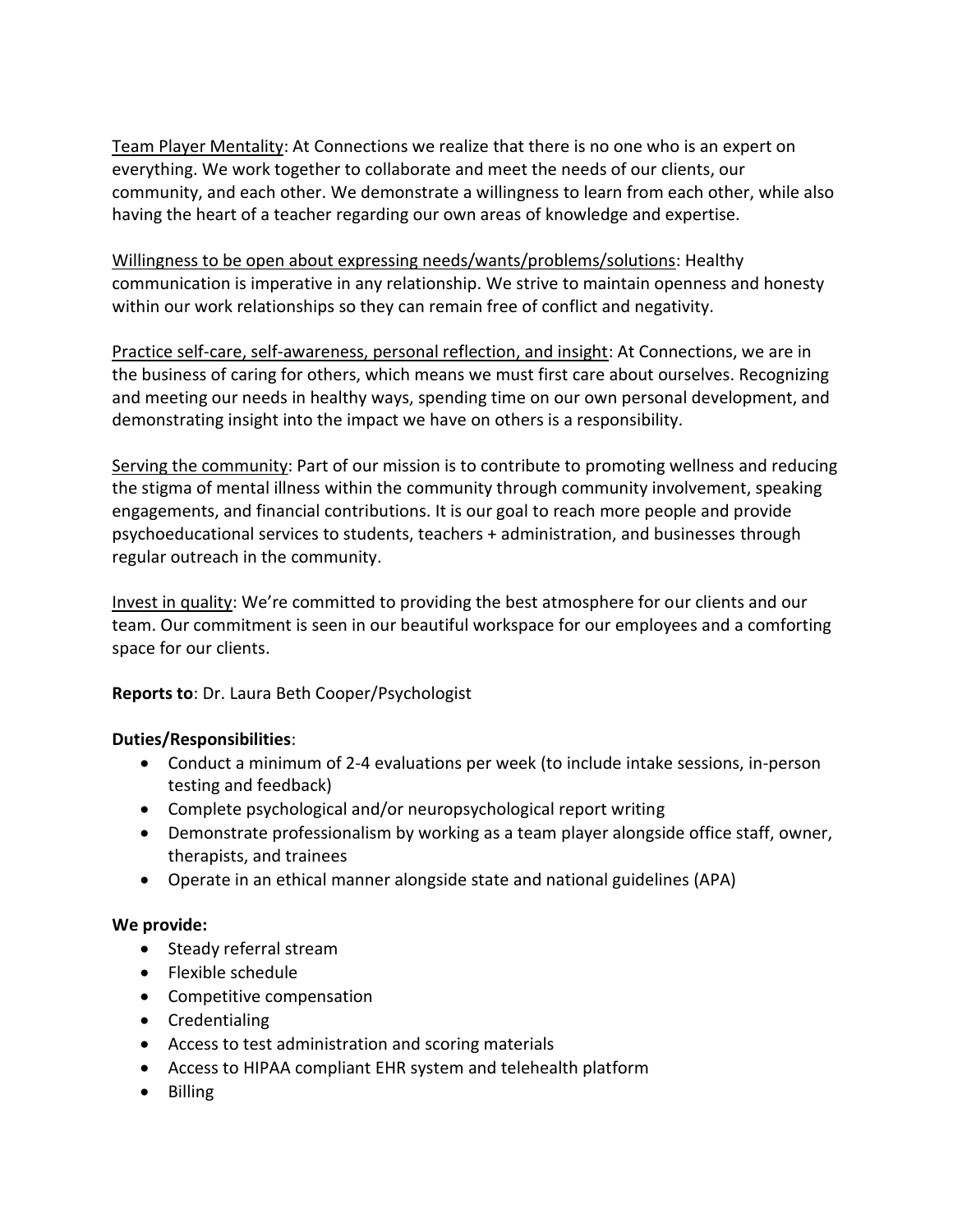<u>Team Player Mentality</u>: At Connections we realize that there is no one who is an expert on everything. We work together to collaborate and meet the needs of our clients, our community, and each other. We demonstrate a willingness to learn from each other, while also having the heart of a teacher regarding our own areas of knowledge and expertise.

<u>Willingness to be open about expressing needs/wants/problems/solutions</u>: Healthy communication is imperative in any relationship. We strive to maintain openness and honesty within our work relationships so they can remain free of conflict and negativity.

<u>Practice self-care, self-awareness, personal reflection, and insight</u>: At Connections, we are in the business of caring for others, which means we must first care about ourselves. Recognizing and meeting our needs in healthy ways, spending time on our own personal development, and demonstrating insight into the impact we have on others is a responsibility.

<u>Serving the community</u>: Part of our mission is to contribute to promoting wellness and reducing the stigma of mental illness within the community through community involvement, speaking engagements, and financial contributions. It is our goal to reach more people and provide psychoeducational services to students, teachers + administration, and businesses through regular outreach in the community.

<u>Invest in quality</u>: We're committed to providing the best atmosphere for our clients and our team. Our commitment is seen in our beautiful workspace for our employees and a comforting space for our clients.

**Reports to**: Dr. Laura Beth Cooper/Psychologist

**Duties/Responsibilities**:

- Conduct a minimum of 2-4 evaluations per week (to include intake sessions, in-person testing and feedback)
- Complete psychological and/or neuropsychological report writing
- Demonstrate professionalism by working as a team player alongside office staff, owner, therapists, and trainees
- Operate in an ethical manner alongside state and national guidelines (APA)

**We provide:**

- Steady referral stream
- Flexible schedule
- Competitive compensation
- Credentialing
- Access to test administration and scoring materials
- Access to HIPAA compliant EHR system and telehealth platform
- Billing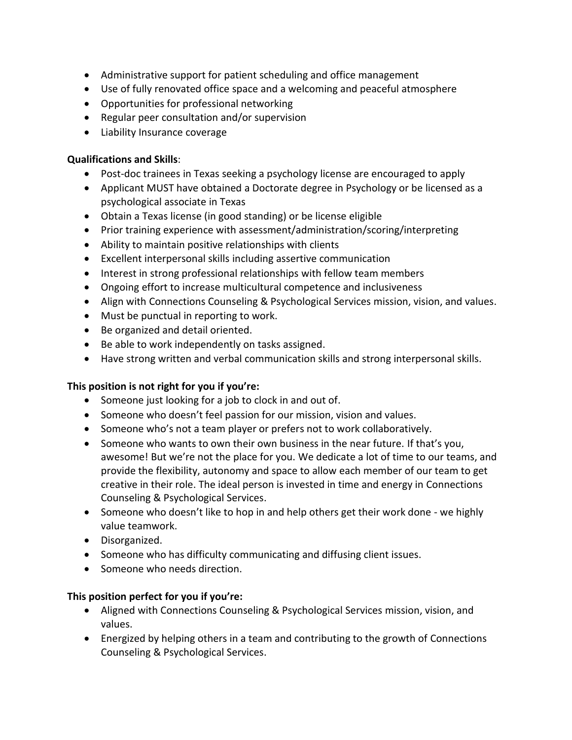- Administrative support for patient scheduling and office management
- Use of fully renovated office space and a welcoming and peaceful atmosphere
- Opportunities for professional networking
- Regular peer consultation and/or supervision
- Liability Insurance coverage

**Qualifications and Skills**:

- Post-doc trainees in Texas seeking a psychology license are encouraged to apply
- Applicant MUST have obtained a Doctorate degree in Psychology or be licensed as a psychological associate in Texas
- Obtain a Texas license (in good standing) or be license eligible
- Prior training experience with assessment/administration/scoring/interpreting
- Ability to maintain positive relationships with clients
- Excellent interpersonal skills including assertive communication
- Interest in strong professional relationships with fellow team members
- Ongoing effort to increase multicultural competence and inclusiveness
- Align with Connections Counseling & Psychological Services mission, vision, and values.
- Must be punctual in reporting to work.
- Be organized and detail oriented.
- Be able to work independently on tasks assigned.
- Have strong written and verbal communication skills and strong interpersonal skills.

**This position is not right for you if you're:**

- Someone just looking for a job to clock in and out of.
- Someone who doesn't feel passion for our mission, vision and values.
- Someone who's not a team player or prefers not to work collaboratively.
- Someone who wants to own their own business in the near future. If that's you, awesome! But we're not the place for you. We dedicate a lot of time to our teams, and provide the flexibility, autonomy and space to allow each member of our team to get creative in their role. The ideal person is invested in time and energy in Connections Counseling & Psychological Services.
- Someone who doesn't like to hop in and help others get their work done - we highly value teamwork.
- Disorganized.
- Someone who has difficulty communicating and diffusing client issues.
- Someone who needs direction.

**This position perfect for you if you're:**

- Aligned with Connections Counseling & Psychological Services mission, vision, and values.
- Energized by helping others in a team and contributing to the growth of Connections Counseling & Psychological Services.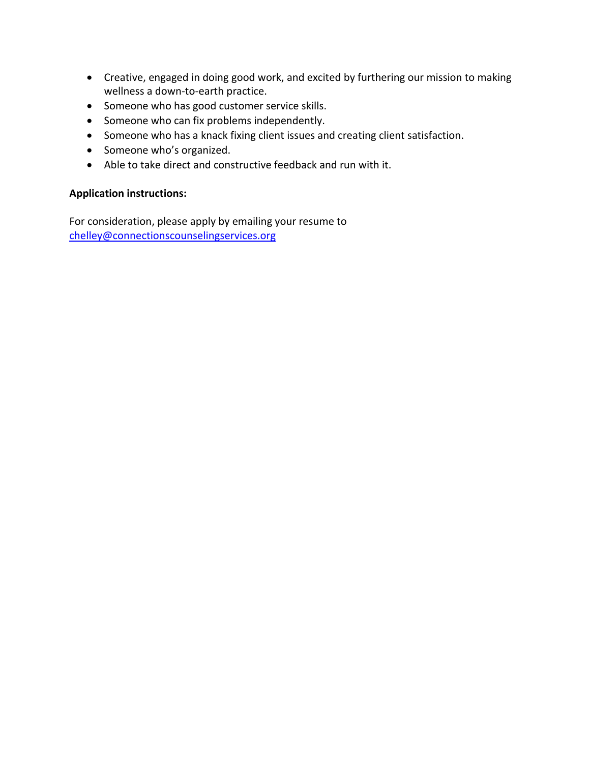- Creative, engaged in doing good work, and excited by furthering our mission to making wellness a down-to-earth practice.
- Someone who has good customer service skills.
- Someone who can fix problems independently.
- Someone who has a knack fixing client issues and creating client satisfaction.
- Someone who's organized.
- Able to take direct and constructive feedback and run with it.

**Application instructions:**

For consideration, please apply by emailing your resume to chelley@connectionscounselingservices.org